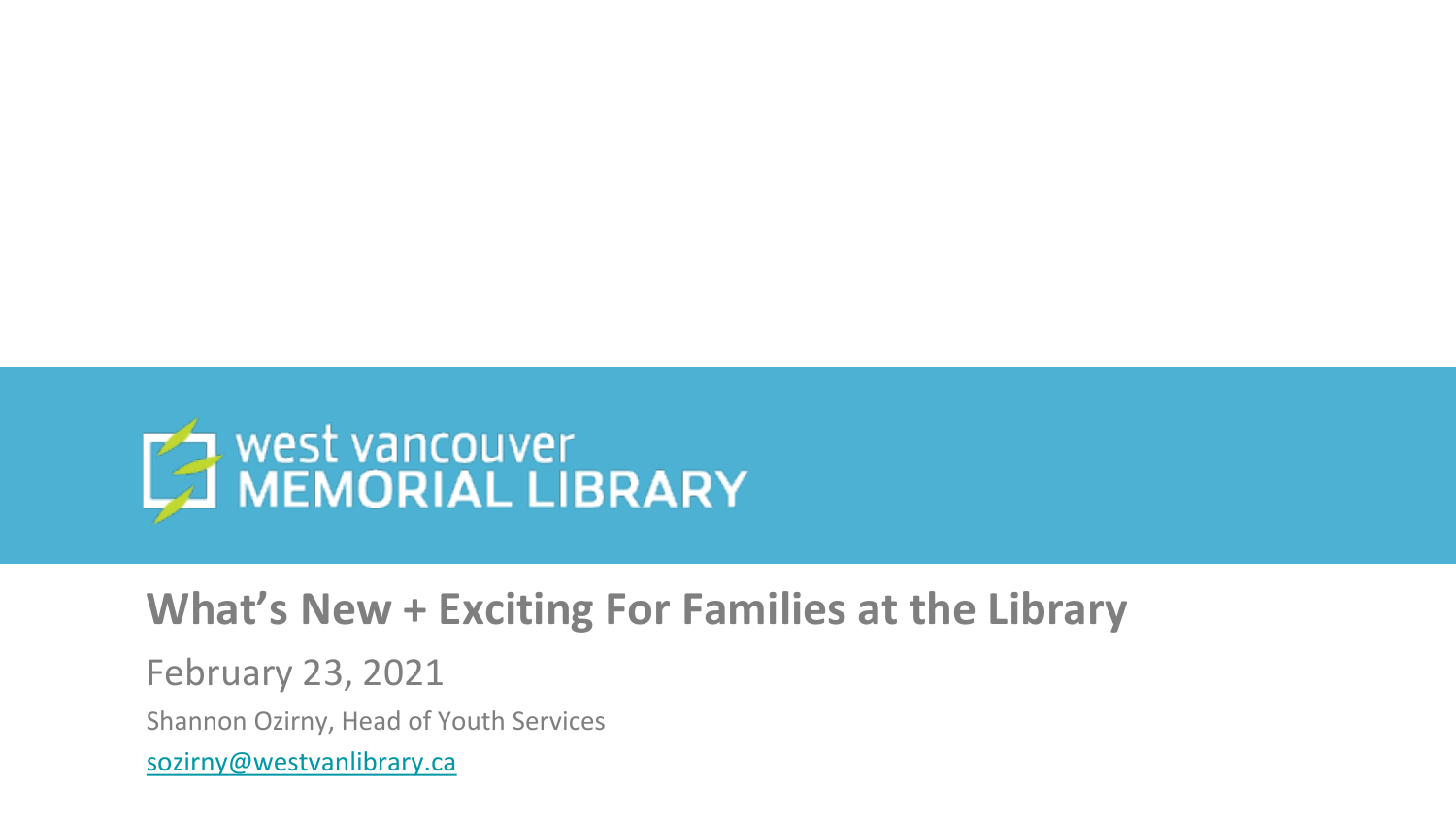west vancouver MEMORIAL LIBRARY

# What's New + Exciting For Families at the Library

February 23, 2021

Shannon Ozirny, Head of Youth Services

sozirny@westvanlibrary.ca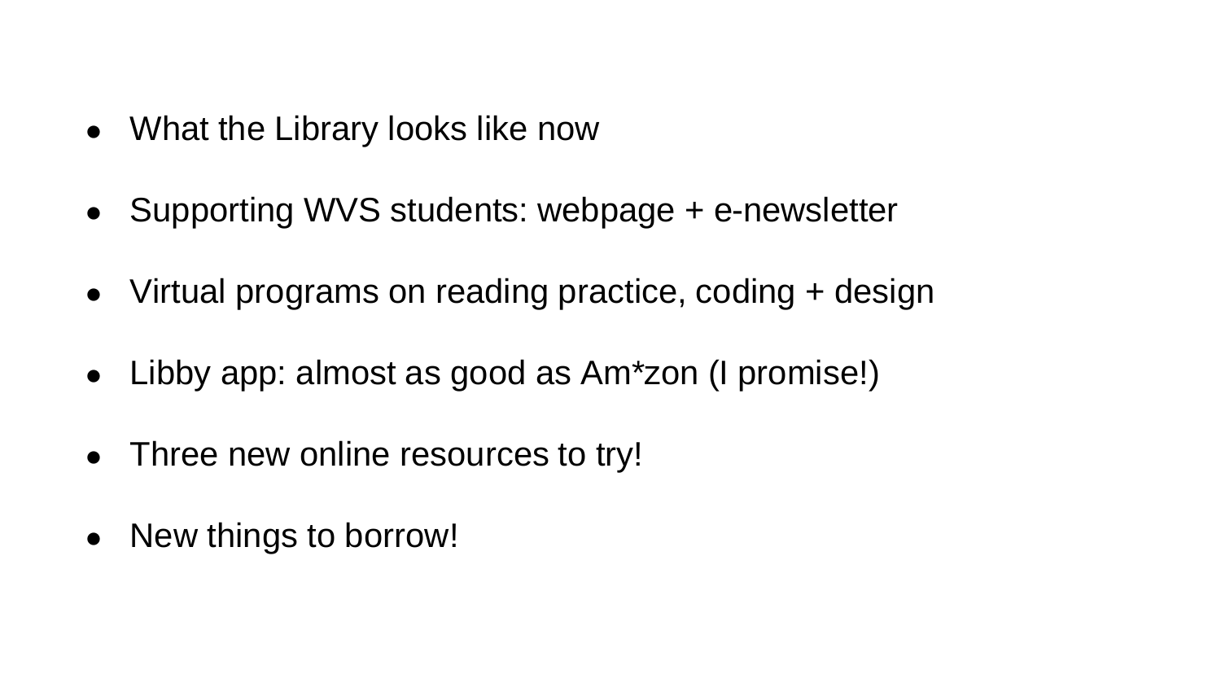- What the Library looks like now
- Supporting WVS students: webpage + e-newsletter
- Virtual programs on reading practice, coding + design
- Libby app: almost as good as Am*zon (I promise!)
- Three new online resources to try!
- New things to borrow!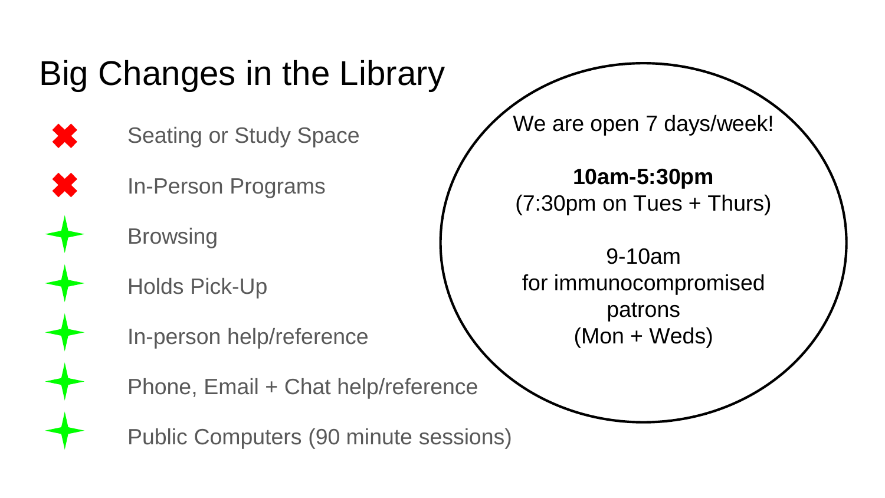# Big Changes in the Library

- ✖ Seating or Study Space
- ✖ In-Person Programs
- ✦ Browsing
- ✦ Holds Pick-Up
- ✦ In-person help/reference
- ✦ Phone, Email + Chat help/reference
- ✦ Public Computers (90 minute sessions)

We are open 7 days/week!

**10am-5:30pm**
(7:30pm on Tues + Thurs)

9-10am
for immunocompromised patrons
(Mon + Weds)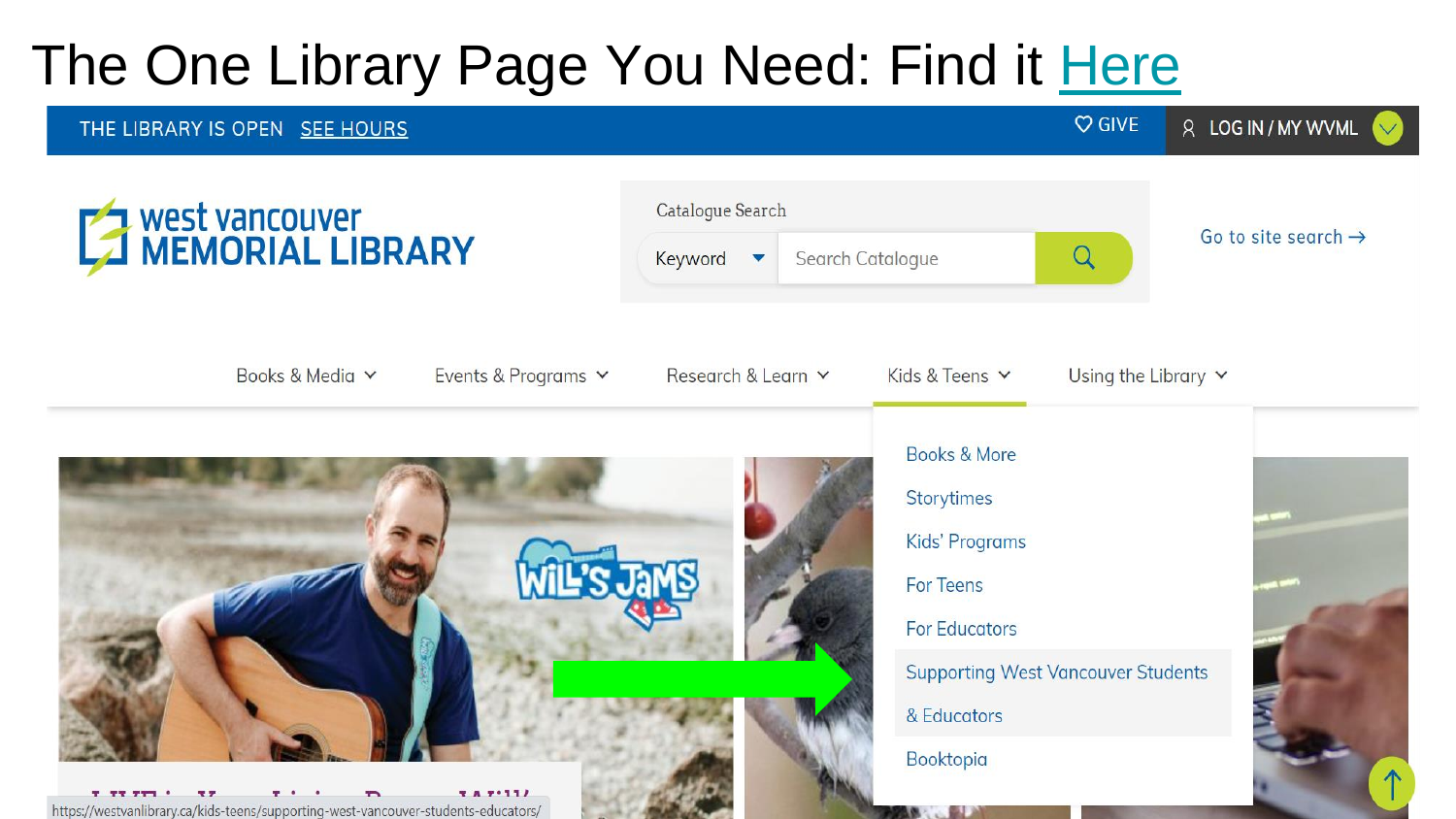# The One Library Page You Need: Find it Here

THE LIBRARY IS OPEN SEE HOURS

GIVE

LOG IN / MY WVML

west vancouver MEMORIAL LIBRARY

Catalogue Search

Keyword

Search Catalogue

Go to site search →

Books & Media | Events & Programs | Research & Learn | Kids & Teens | Using the Library

- Books & More
- Storytimes
- Kids' Programs
- For Teens
- For Educators
- Supporting West Vancouver Students & Educators
- Booktopia

https://westvanlibrary.ca/kids-teens/supporting-west-vancouver-students-educators/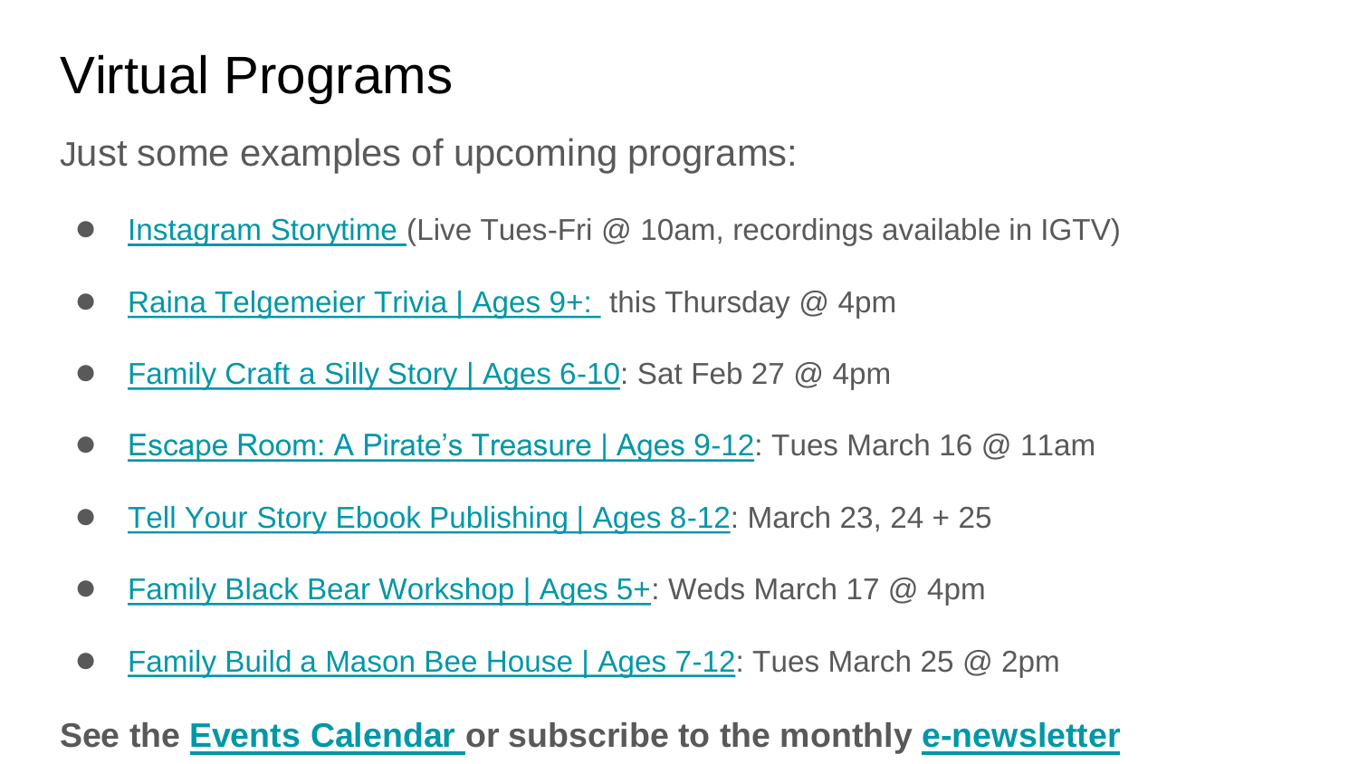# Virtual Programs

Just some examples of upcoming programs:

- Instagram Storytime (Live Tues-Fri @ 10am, recordings available in IGTV)
- Raina Telgemeier Trivia | Ages 9+: this Thursday @ 4pm
- Family Craft a Silly Story | Ages 6-10: Sat Feb 27 @ 4pm
- Escape Room: A Pirate's Treasure | Ages 9-12: Tues March 16 @ 11am
- Tell Your Story Ebook Publishing | Ages 8-12: March 23, 24 + 25
- Family Black Bear Workshop | Ages 5+: Weds March 17 @ 4pm
- Family Build a Mason Bee House | Ages 7-12: Tues March 25 @ 2pm

**See the Events Calendar or subscribe to the monthly e-newsletter**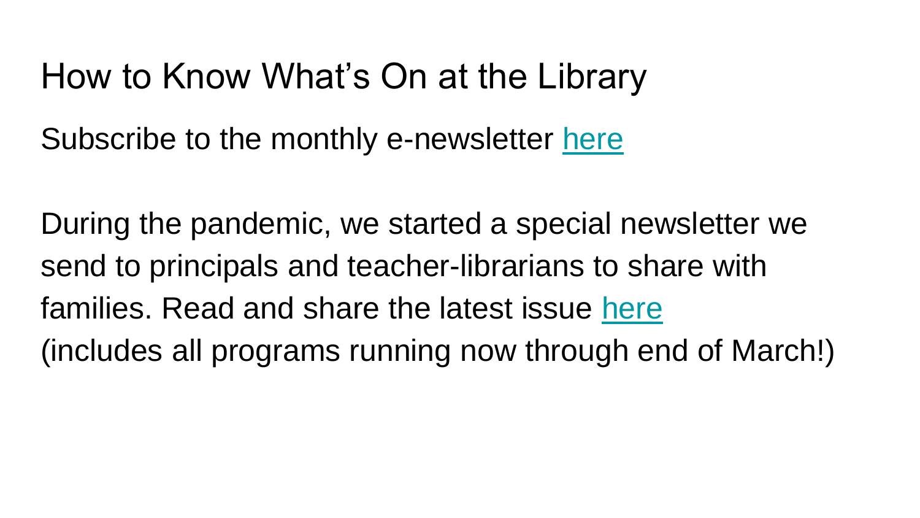# How to Know What's On at the Library

Subscribe to the monthly e-newsletter here

During the pandemic, we started a special newsletter we send to principals and teacher-librarians to share with families. Read and share the latest issue here (includes all programs running now through end of March!)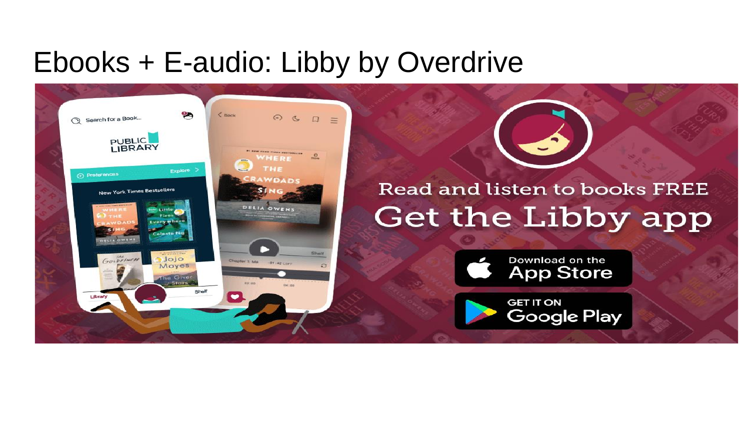# Ebooks + E-audio: Libby by Overdrive

Read and listen to books FREE

Get the Libby app

Download on the App Store

GET IT ON Google Play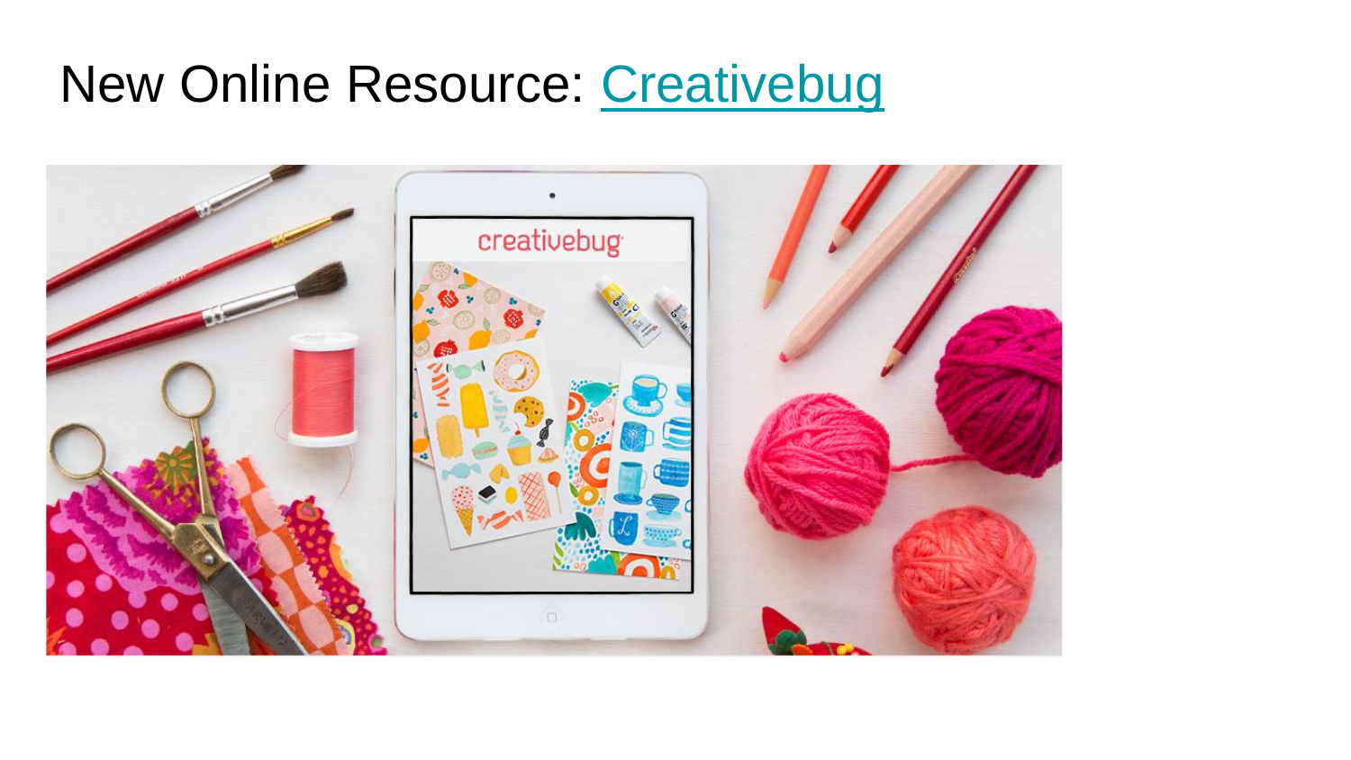# New Online Resource: Creativebug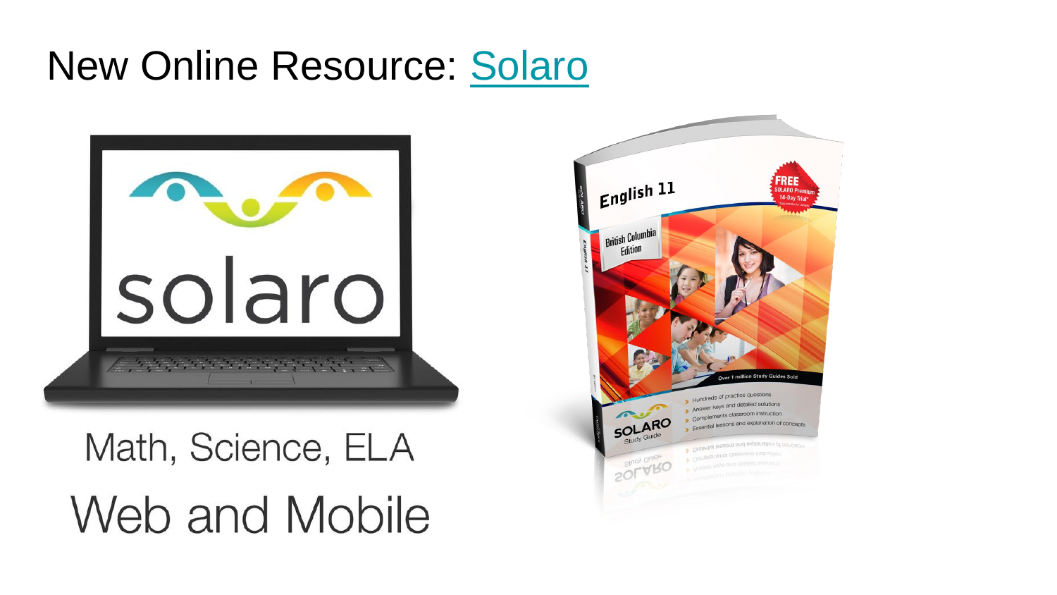# New Online Resource: [Solaro]

Math, Science, ELA

Web and Mobile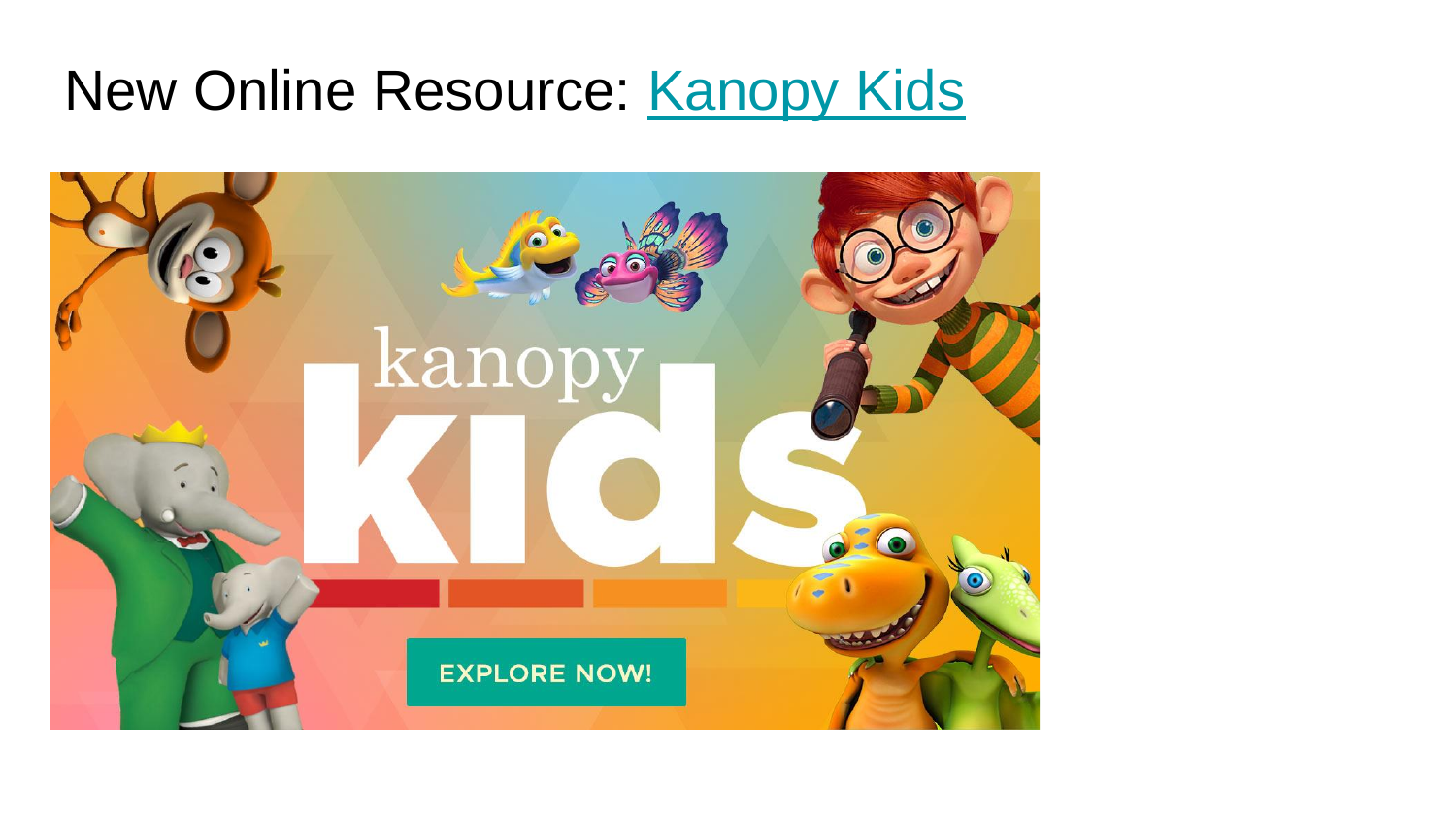# New Online Resource: Kanopy Kids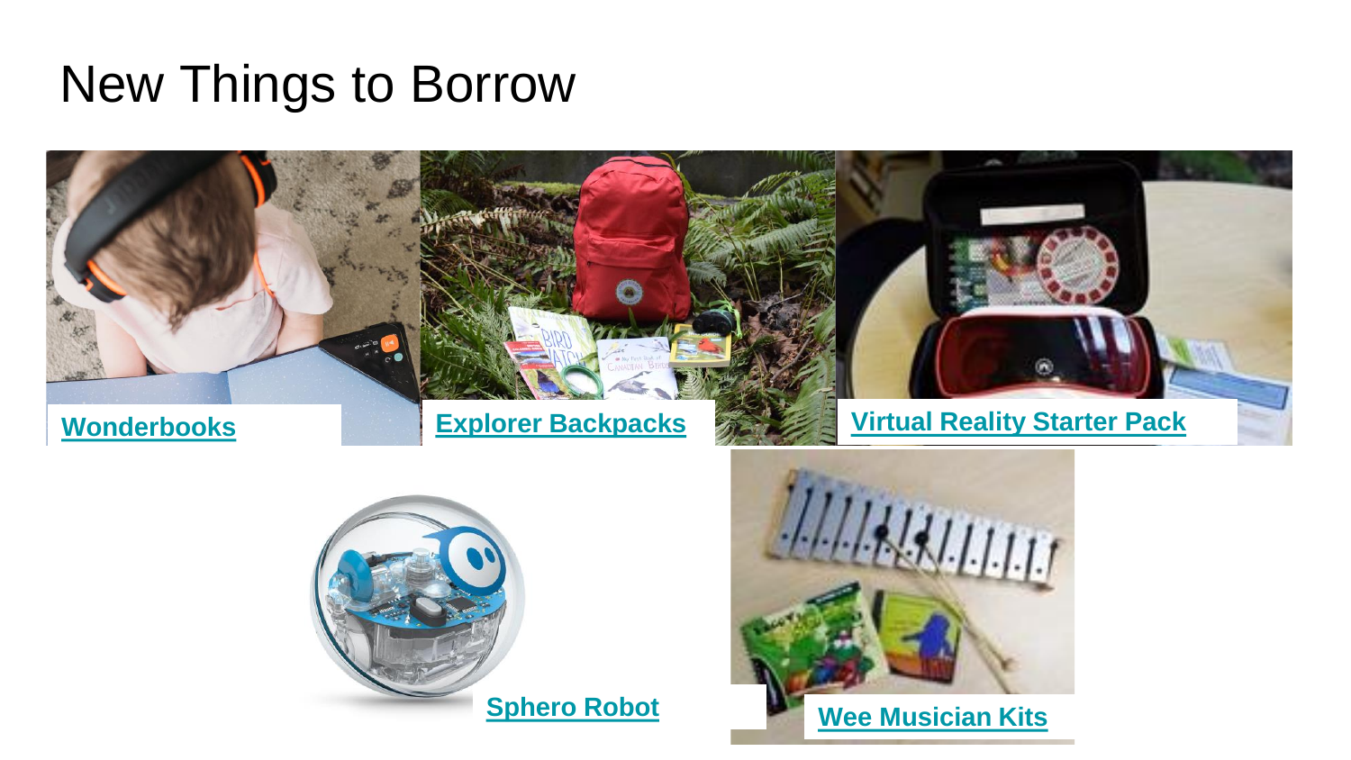# New Things to Borrow

- Wonderbooks
- Explorer Backpacks
- Virtual Reality Starter Pack
- Sphero Robot
- Wee Musician Kits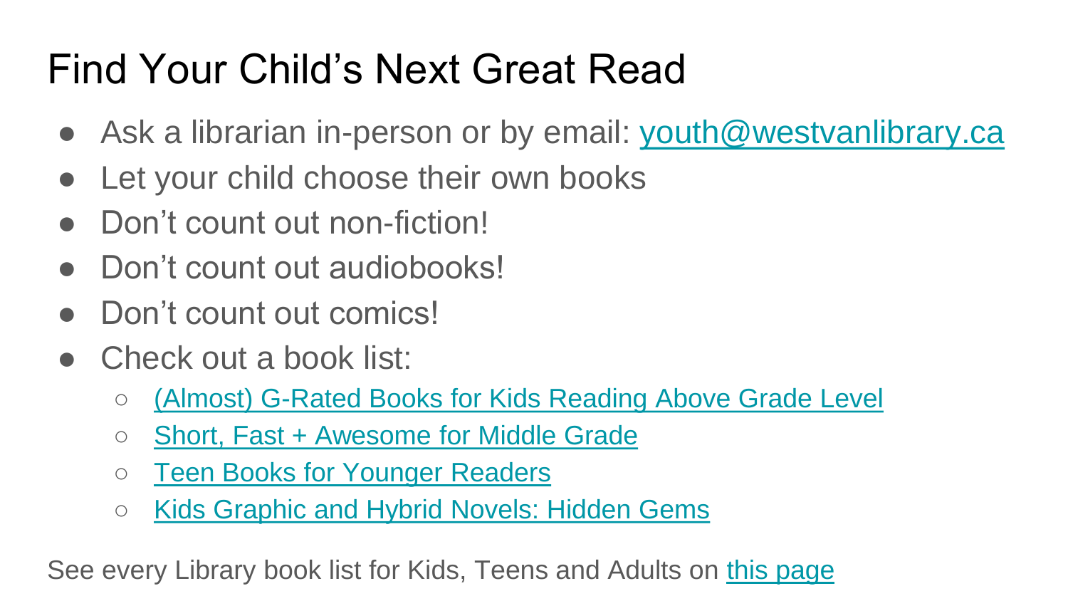# Find Your Child's Next Great Read

- Ask a librarian in-person or by email: youth@westvanlibrary.ca
- Let your child choose their own books
- Don't count out non-fiction!
- Don't count out audiobooks!
- Don't count out comics!
- Check out a book list:
  - (Almost) G-Rated Books for Kids Reading Above Grade Level
  - Short, Fast + Awesome for Middle Grade
  - Teen Books for Younger Readers
  - Kids Graphic and Hybrid Novels: Hidden Gems

See every Library book list for Kids, Teens and Adults on this page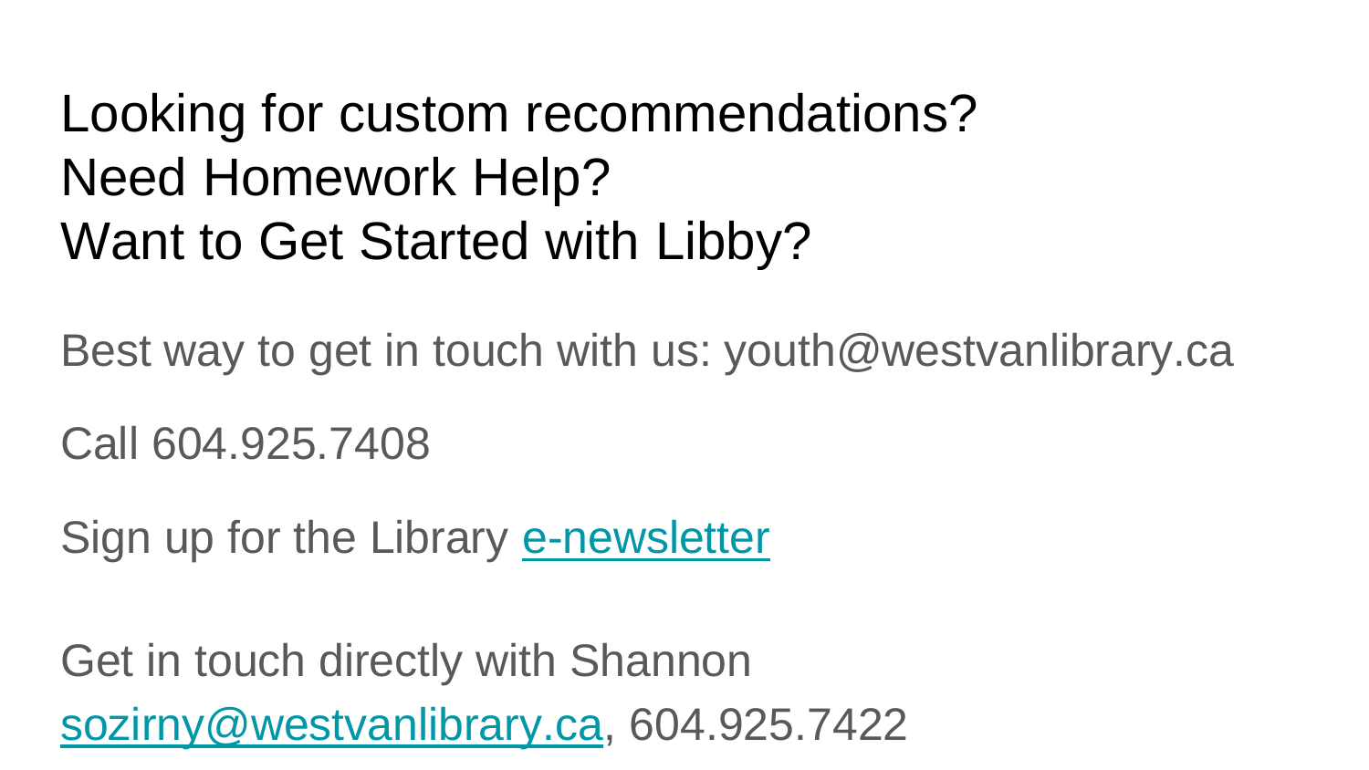# Looking for custom recommendations?
# Need Homework Help?
# Want to Get Started with Libby?

Best way to get in touch with us: youth@westvanlibrary.ca

Call 604.925.7408

Sign up for the Library e-newsletter

Get in touch directly with Shannon
sozirny@westvanlibrary.ca, 604.925.7422